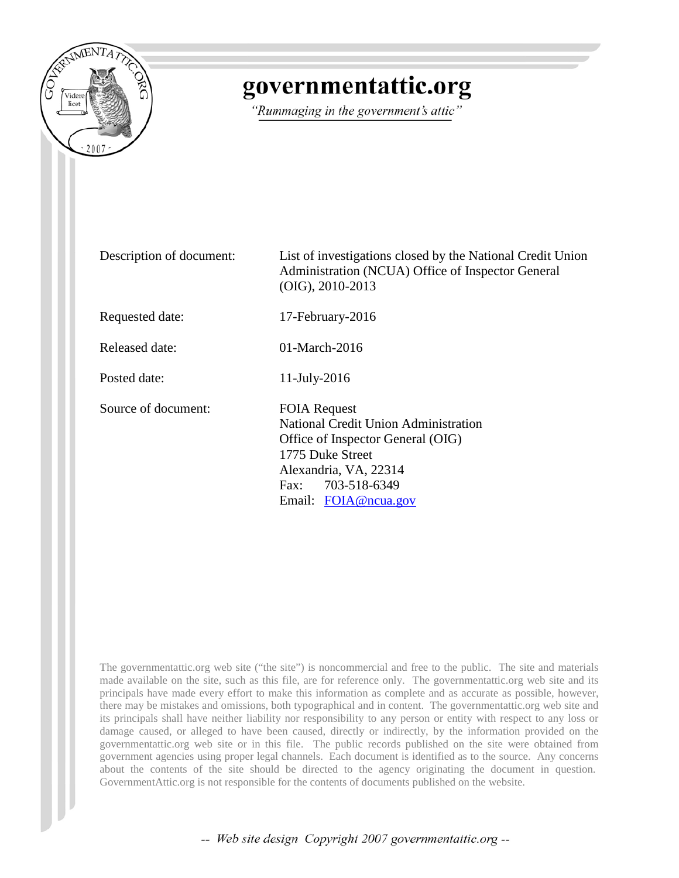# governmentattic.org

*"Rummaging in the government's attic"*

| | |
|---|---|
| Description of document: | List of investigations closed by the National Credit Union Administration (NCUA) Office of Inspector General (OIG), 2010-2013 |
| Requested date: | 17-February-2016 |
| Released date: | 01-March-2016 |
| Posted date: | 11-July-2016 |
| Source of document: | FOIA Request<br>National Credit Union Administration<br>Office of Inspector General (OIG)<br>1775 Duke Street<br>Alexandria, VA, 22314<br>Fax: 703-518-6349<br>Email: FOIA@ncua.gov |

The governmentattic.org web site ("the site") is noncommercial and free to the public. The site and materials made available on the site, such as this file, are for reference only. The governmentattic.org web site and its principals have made every effort to make this information as complete and as accurate as possible, however, there may be mistakes and omissions, both typographical and in content. The governmentattic.org web site and its principals shall have neither liability nor responsibility to any person or entity with respect to any loss or damage caused, or alleged to have been caused, directly or indirectly, by the information provided on the governmentattic.org web site or in this file. The public records published on the site were obtained from government agencies using proper legal channels. Each document is identified as to the source. Any concerns about the contents of the site should be directed to the agency originating the document in question. GovernmentAttic.org is not responsible for the contents of documents published on the website.

-- Web site design Copyright 2007 governmentattic.org --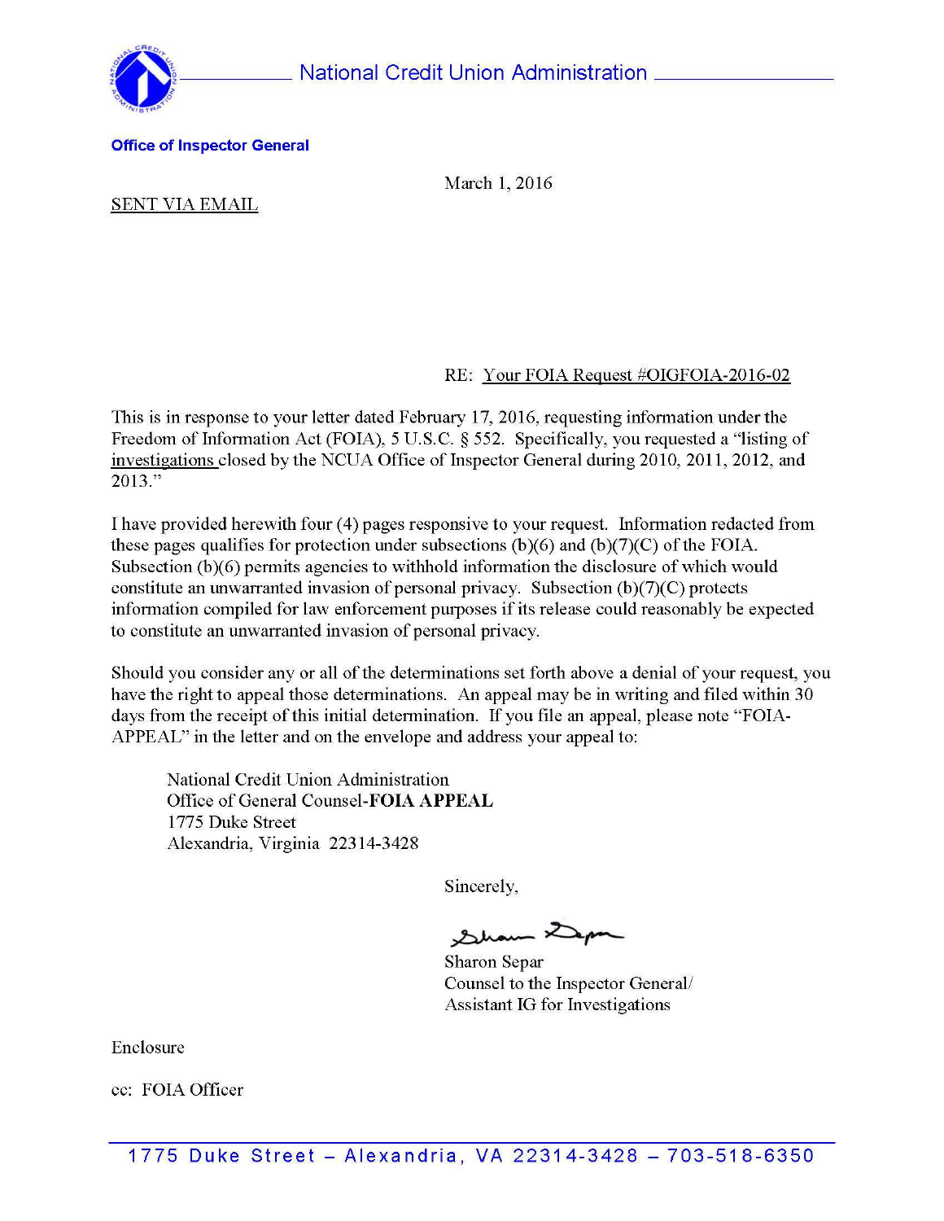National Credit Union Administration

**Office of Inspector General**

March 1, 2016

SENT VIA EMAIL

RE: Your FOIA Request #OIGFOIA-2016-02

This is in response to your letter dated February 17, 2016, requesting information under the Freedom of Information Act (FOIA), 5 U.S.C. § 552. Specifically, you requested a "listing of investigations closed by the NCUA Office of Inspector General during 2010, 2011, 2012, and 2013."

I have provided herewith four (4) pages responsive to your request. Information redacted from these pages qualifies for protection under subsections (b)(6) and (b)(7)(C) of the FOIA. Subsection (b)(6) permits agencies to withhold information the disclosure of which would constitute an unwarranted invasion of personal privacy. Subsection (b)(7)(C) protects information compiled for law enforcement purposes if its release could reasonably be expected to constitute an unwarranted invasion of personal privacy.

Should you consider any or all of the determinations set forth above a denial of your request, you have the right to appeal those determinations. An appeal may be in writing and filed within 30 days from the receipt of this initial determination. If you file an appeal, please note "FOIA-APPEAL" in the letter and on the envelope and address your appeal to:

National Credit Union Administration
Office of General Counsel-**FOIA APPEAL**
1775 Duke Street
Alexandria, Virginia 22314-3428

Sincerely,

Sharon Separ
Counsel to the Inspector General/
Assistant IG for Investigations

Enclosure

cc: FOIA Officer

1775 Duke Street – Alexandria, VA 22314-3428 – 703-518-6350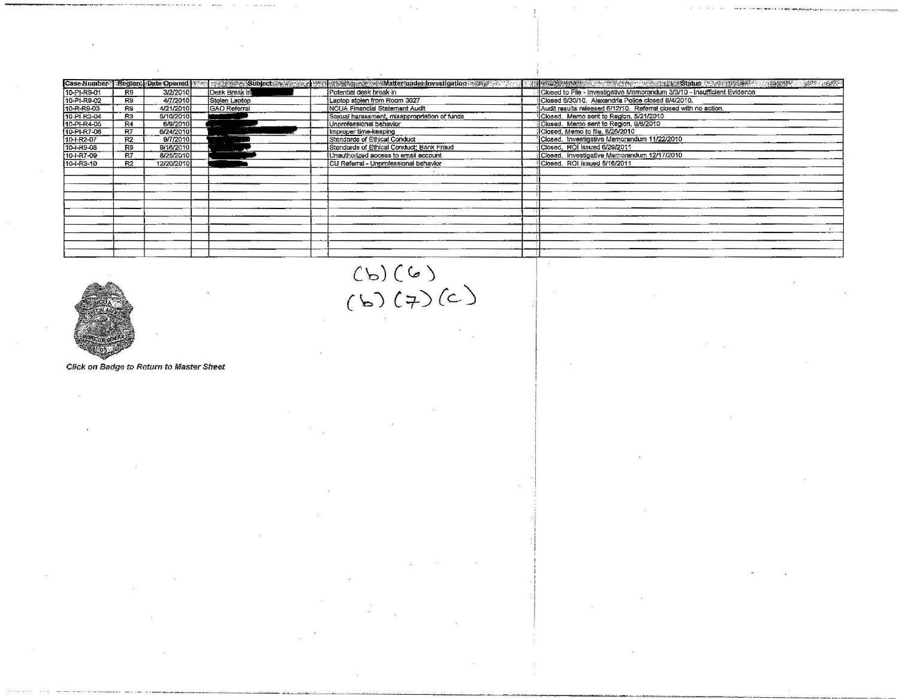| Case Number | Region | Date Opened | | Subject | | Matter under Investigation | | Status |
|---|---|---|---|---|---|---|---|---|
| 10-PI-R9-01 | R9 | 3/2/2010 | | Desk Break in | | Potential desk break-in | | Closed to File - Investigative Memorandum 3/3/10 - Insufficient Evidence |
| 10-PI-R9-02 | R9 | 4/7/2010 | | Stolen Laptop | | Laptop stolen from Room 3027 | | Closed 6/30/10. Alexandria Police closed 8/4/2010. |
| 10-R-R9-03 | R9 | 4/21/2010 | | GAO Referral | | NCUA Financial Statement Audit | | Audit results released 6/12/10. Referral closed with no action. |
| 10-PI-R3-04 | R3 | 5/10/2010 | | | | Sexual harassment, misappropriation of funds | | Closed. Memo sent to Region. 5/21/2010 |
| 10-PI-R4-05 | R4 | 6/9/2010 | | | | Unprofessional behavior | | Closed. Memo sent to Region. 8/6/2010 |
| 10-PI-R7-06 | R7 | 6/24/2010 | | | | Improper time-keeping | | Closed. Memo to file. 8/26/2010 |
| 10-I-R2-07 | R2 | 9/7/2010 | | | | Standards of Ethical Conduct | | Closed. Investigative Memorandum 11/22/2010 |
| 10-I-R9-08 | R9 | 9/16/2010 | | | | Standards of Ethical Conduct; Bank Fraud | | Closed. ROI issued 6/29/2011 |
| 10-I-R7-09 | R7 | 8/25/2010 | | | | Unauthorized access to email account | | Closed. Investigative Memorandum 12/17/2010 |
| 10-I-R3-10 | R2 | 12/20/2010 | | | | CU Referral - Unprofessional behavior | | Closed. ROI issued 5/16/2011 |

(b)(6)
(b)(7)(c)

*Click on Badge to Return to Master Sheet*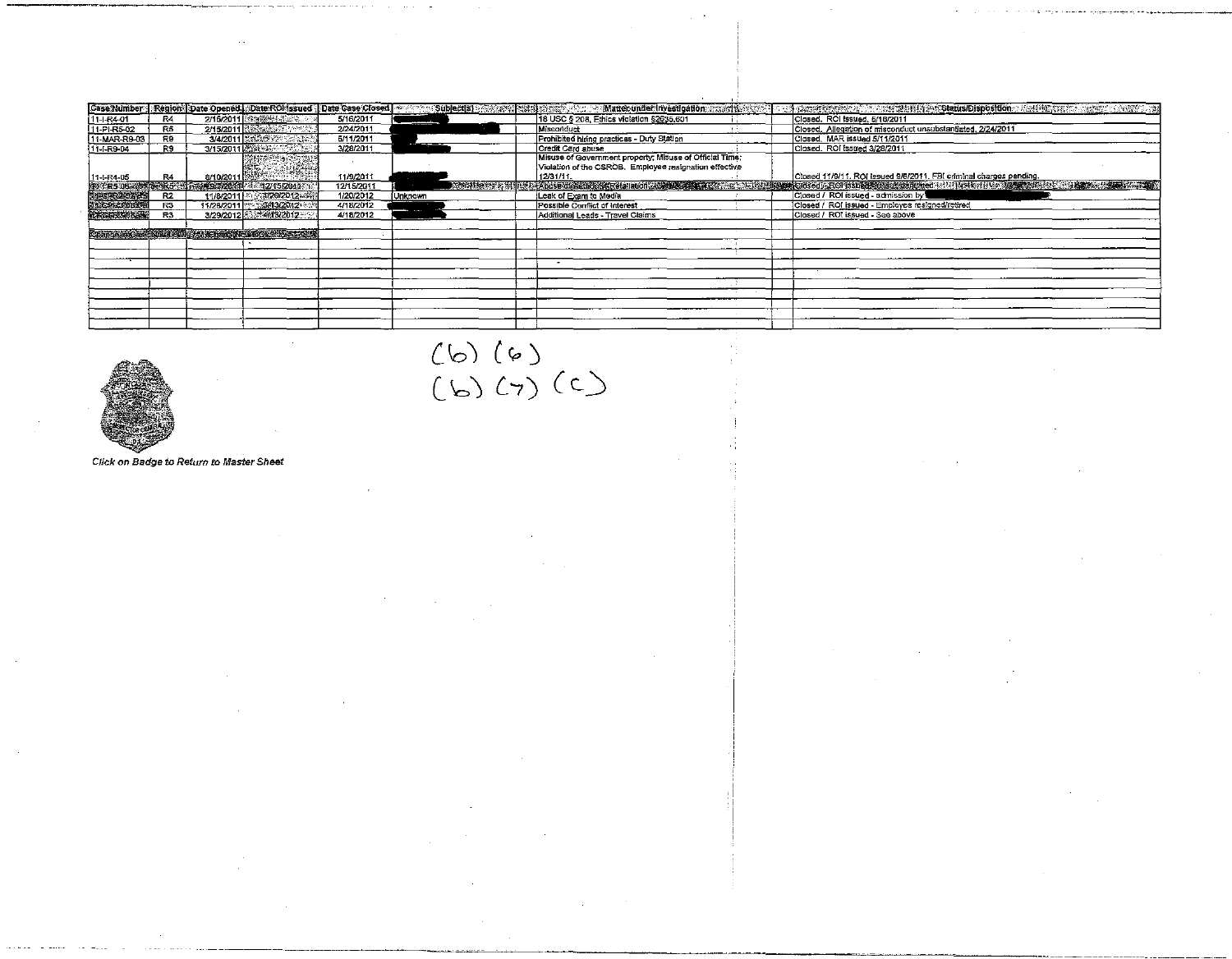| Case Number | Region | Date Opened | Date ROI Issued | Date Case Closed | Subject(s) | | Matter under Investigation | | Status/Disposition |
|---|---|---|---|---|---|---|---|---|---|
| 11-I-R4-01 | R4 | 2/15/2011 | | 5/16/2011 | | | 18 USC § 208, Ethics violation §2635.601 | | Closed. ROI issued, 5/16/2011 |
| 11-PI-R5-02 | R5 | 2/15/2011 | | 2/24/2011 | | | Misconduct | | Closed. Allegation of misconduct unsubstantiated, 2/24/2011 |
| 11-MAR-R9-03 | R9 | 3/4/2011 | | 5/11/2011 | | | Prohibited hiring practices - Duty Station | | Closed. MAR issued 5/11/2011 |
| 11-I-R9-04 | R9 | 3/15/2011 | | 3/28/2011 | | | Credit Card abuse | | Closed. ROI issued 3/28/2011 |
| 11-I-R4-05 | R4 | 8/10/2011 | | 11/9/2011 | | | Misuse of Government property; Misuse of Official Time; Violation of the CSRDB. Employee resignation effective 12/31/11. | | Closed 11/9/11. ROI issued 9/6/2011. FBI criminal charges pending. |
| | | | 12/15/2011 | 12/15/2011 | | | Abuse of authority; retaliation | | Closed / ROI issued |
| | R2 | 11/8/2011 | 1/20/2012 | 1/20/2012 | Unknown | | Leak of Exam to Media | | Closed / ROI issued - admission by |
| | R3 | 11/28/2011 | 3/13/2012 | 4/18/2012 | | | Possible Conflict of Interest | | Closed / ROI issued - Employee resigned/retired |
| | R3 | 3/29/2012 | 4/15/2012 | 4/18/2012 | | | Additional Leads - Travel Claims | | Closed / ROI issued - See above |

(b) (6)
(b) (7) (c)

*Click on Badge to Return to Master Sheet*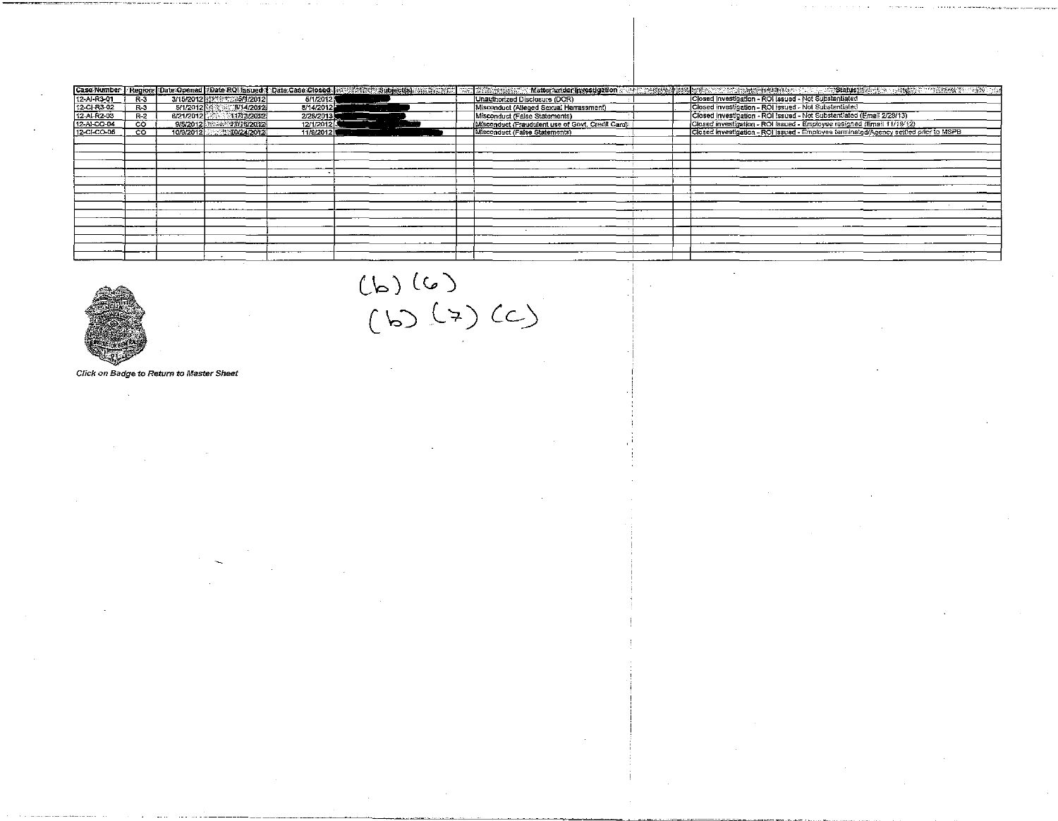| Case Number | Region | Date Opened | Date ROI Issued | Date Case Closed | Subject(s) | | Matter under Investigation | | Status |
|---|---|---|---|---|---|---|---|---|---|
| 12-AI-R3-01 | R-3 | 3/15/2012 | 5/9/2012 | 6/1/2012 | | | Unauthorized Disclosure (DOR) | | Closed investigation - ROI issued - Not Substantiated |
| 12-CI-R3-02 | R-3 | 5/1/2012 | 8/14/2012 | 8/14/2012 | | | Misconduct (Alleged Sexual Harrassment) | | Closed investigation - ROI issued - Not Substantiated |
| 12-AI-R2-03 | R-2 | 6/21/2012 | 11/13/2012 | 2/28/2013 | | | Misconduct (False Statements) | | Closed investigation - ROI issued - Not Substantiated (Email 2/28/13) |
| 12-AI-CO-04 | CO | 9/5/2012 | 11/16/2012 | 12/1/2012 | | | Misconduct (Fraudulent use of Govt. Credit Card) | | Closed investigation - ROI issued - Employee resigned (Email 11/19/12) |
| 12-CI-CO-05 | CO | 10/9/2012 | 10/24/2012 | 11/6/2012 | | | Misconduct (False Statements) | | Closed investigation - ROI issued - Employee terminated/Agency settled prior to MSPB |

(b) (6)
(b) (7) (c)

*Click on Badge to Return to Master Sheet*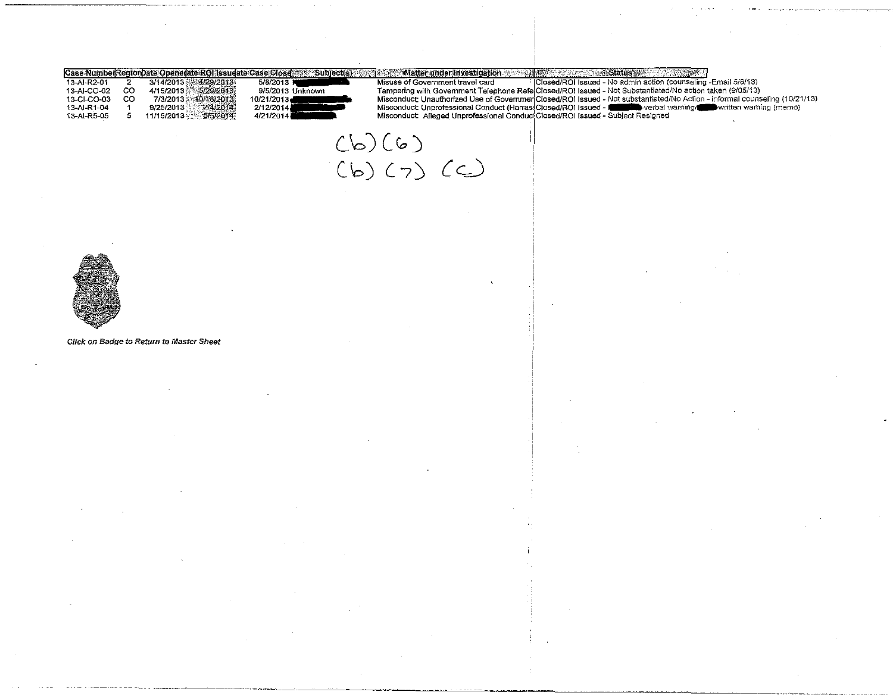| Case Number | Region | Date Opened | Date ROI Issued | Date Case Closed | Subject(s) | Matter under Investigation | Status |
|---|---|---|---|---|---|---|---|
| 13-AI-R2-01 | 2 | 3/14/2013 | 4/29/2013 | 5/8/2013 | | Misuse of Government travel card | Closed/ROI Issued - No admin action (counseling -Email 5/8/13) |
| 13-AI-CO-02 | CO | 4/15/2013 | 5/20/2013 | 9/5/2013 | Unknown | Tampering with Government Telephone Refe | Closed/ROI Issued - Not Substantiated/No action taken (9/05/13) |
| 13-CI-CO-03 | CO | 7/3/2013 | 10/18/2013 | 10/21/2013 | | Misconduct: Unauthorized Use of Governmen | Closed/ROI Issued - Not substantiated/No Action - informal counseling (10/21/13) |
| 13-AI-R1-04 | 1 | 9/25/2013 | 2/4/2014 | 2/12/2014 | | Misconduct: Unprofessional Conduct (Harras | Closed/ROI Issued - verbal warning/ written warning (memo) |
| 13-AI-R5-05 | 5 | 11/15/2013 | 5/5/2014 | 4/21/2014 | | Misconduct: Alleged Unprofessional Conduc | Closed/ROI Issued - Subject Resigned |

(b)(6)
(b)(7)(c)

*Click on Badge to Return to Master Sheet*